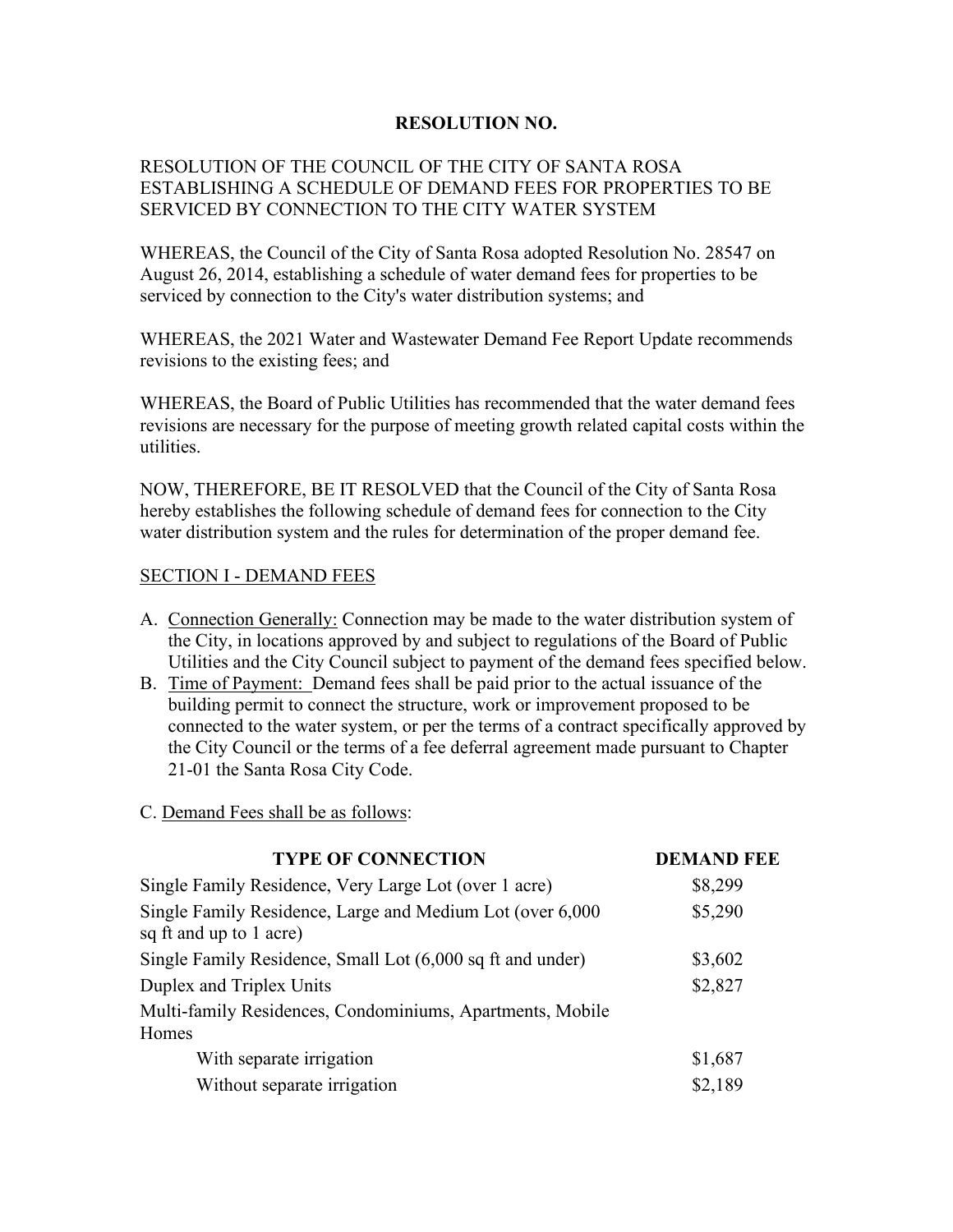# RESOLUTION NO.

RESOLUTION OF THE COUNCIL OF THE CITY OF SANTA ROSA ESTABLISHING A SCHEDULE OF DEMAND FEES FOR PROPERTIES TO BE SERVICED BY CONNECTION TO THE CITY WATER SYSTEM

WHEREAS, the Council of the City of Santa Rosa adopted Resolution No. 28547 on August 26, 2014, establishing a schedule of water demand fees for properties to be serviced by connection to the City's water distribution systems; and

WHEREAS, the 2021 Water and Wastewater Demand Fee Report Update recommends revisions to the existing fees; and

WHEREAS, the Board of Public Utilities has recommended that the water demand fees revisions are necessary for the purpose of meeting growth related capital costs within the utilities.

NOW, THEREFORE, BE IT RESOLVED that the Council of the City of Santa Rosa hereby establishes the following schedule of demand fees for connection to the City water distribution system and the rules for determination of the proper demand fee.

## SECTION I - DEMAND FEES

A. Connection Generally: Connection may be made to the water distribution system of the City, in locations approved by and subject to regulations of the Board of Public Utilities and the City Council subject to payment of the demand fees specified below.

B. Time of Payment: Demand fees shall be paid prior to the actual issuance of the building permit to connect the structure, work or improvement proposed to be connected to the water system, or per the terms of a contract specifically approved by the City Council or the terms of a fee deferral agreement made pursuant to Chapter 21-01 the Santa Rosa City Code.

C. Demand Fees shall be as follows:

| TYPE OF CONNECTION | DEMAND FEE |
|---|---|
| Single Family Residence, Very Large Lot (over 1 acre) | $8,299 |
| Single Family Residence, Large and Medium Lot (over 6,000 sq ft and up to 1 acre) | $5,290 |
| Single Family Residence, Small Lot (6,000 sq ft and under) | $3,602 |
| Duplex and Triplex Units | $2,827 |
| Multi-family Residences, Condominiums, Apartments, Mobile Homes | |
| With separate irrigation | $1,687 |
| Without separate irrigation | $2,189 |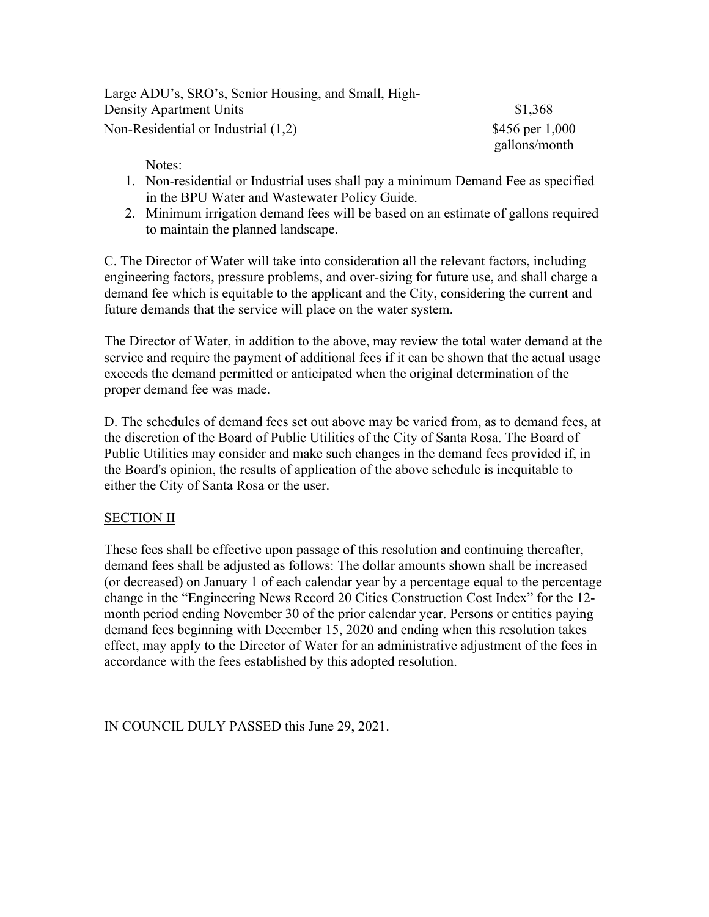| | |
|---|---|
| Large ADU's, SRO's, Senior Housing, and Small, High-Density Apartment Units | $1,368 |
| Non-Residential or Industrial (1,2) | $456 per 1,000 gallons/month |

Notes:

1. Non-residential or Industrial uses shall pay a minimum Demand Fee as specified in the BPU Water and Wastewater Policy Guide.
2. Minimum irrigation demand fees will be based on an estimate of gallons required to maintain the planned landscape.

C. The Director of Water will take into consideration all the relevant factors, including engineering factors, pressure problems, and over-sizing for future use, and shall charge a demand fee which is equitable to the applicant and the City, considering the current and future demands that the service will place on the water system.

The Director of Water, in addition to the above, may review the total water demand at the service and require the payment of additional fees if it can be shown that the actual usage exceeds the demand permitted or anticipated when the original determination of the proper demand fee was made.

D. The schedules of demand fees set out above may be varied from, as to demand fees, at the discretion of the Board of Public Utilities of the City of Santa Rosa. The Board of Public Utilities may consider and make such changes in the demand fees provided if, in the Board's opinion, the results of application of the above schedule is inequitable to either the City of Santa Rosa or the user.

## SECTION II

These fees shall be effective upon passage of this resolution and continuing thereafter, demand fees shall be adjusted as follows: The dollar amounts shown shall be increased (or decreased) on January 1 of each calendar year by a percentage equal to the percentage change in the "Engineering News Record 20 Cities Construction Cost Index" for the 12-month period ending November 30 of the prior calendar year. Persons or entities paying demand fees beginning with December 15, 2020 and ending when this resolution takes effect, may apply to the Director of Water for an administrative adjustment of the fees in accordance with the fees established by this adopted resolution.

IN COUNCIL DULY PASSED this June 29, 2021.